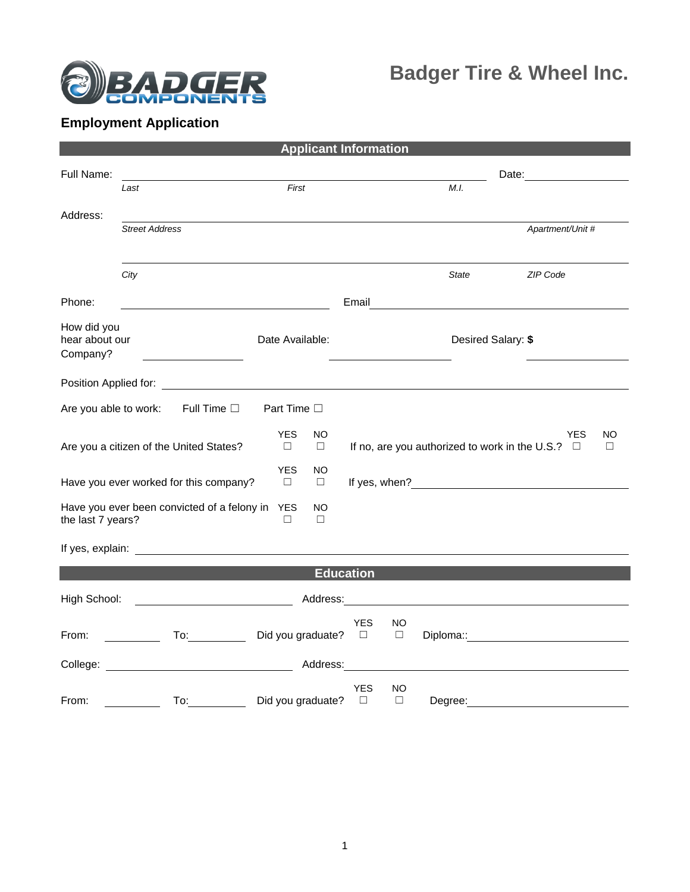# Badger Tire & Wheel Inc.

## Employment Application

### Applicant Information

Full Name: ____________________________________________ Date: ______________

*Last* *First* *M.I.*

Address: ____________________________________________

*Street Address* *Apartment/Unit #*

____________________________________________

*City* *State* *ZIP Code*

Phone: ______________________ Email ______________________

How did you hear about our Company? ______________ Date Available: ______________ Desired Salary: **$** ______________

Position Applied for: ____________________________________________

Are you able to work: Full Time ☐ Part Time ☐

Are you a citizen of the United States? YES ☐ NO ☐ If no, are you authorized to work in the U.S.? YES ☐ NO ☐

Have you ever worked for this company? YES ☐ NO ☐ If yes, when? ______________________

Have you ever been convicted of a felony in the last 7 years? YES ☐ NO ☐

If yes, explain: ____________________________________________

### Education

High School: ______________________ Address: ______________________

From: __________ To: __________ Did you graduate? YES ☐ NO ☐ Diploma:: ______________________

College: ______________________ Address: ______________________

From: __________ To: __________ Did you graduate? YES ☐ NO ☐ Degree: ______________________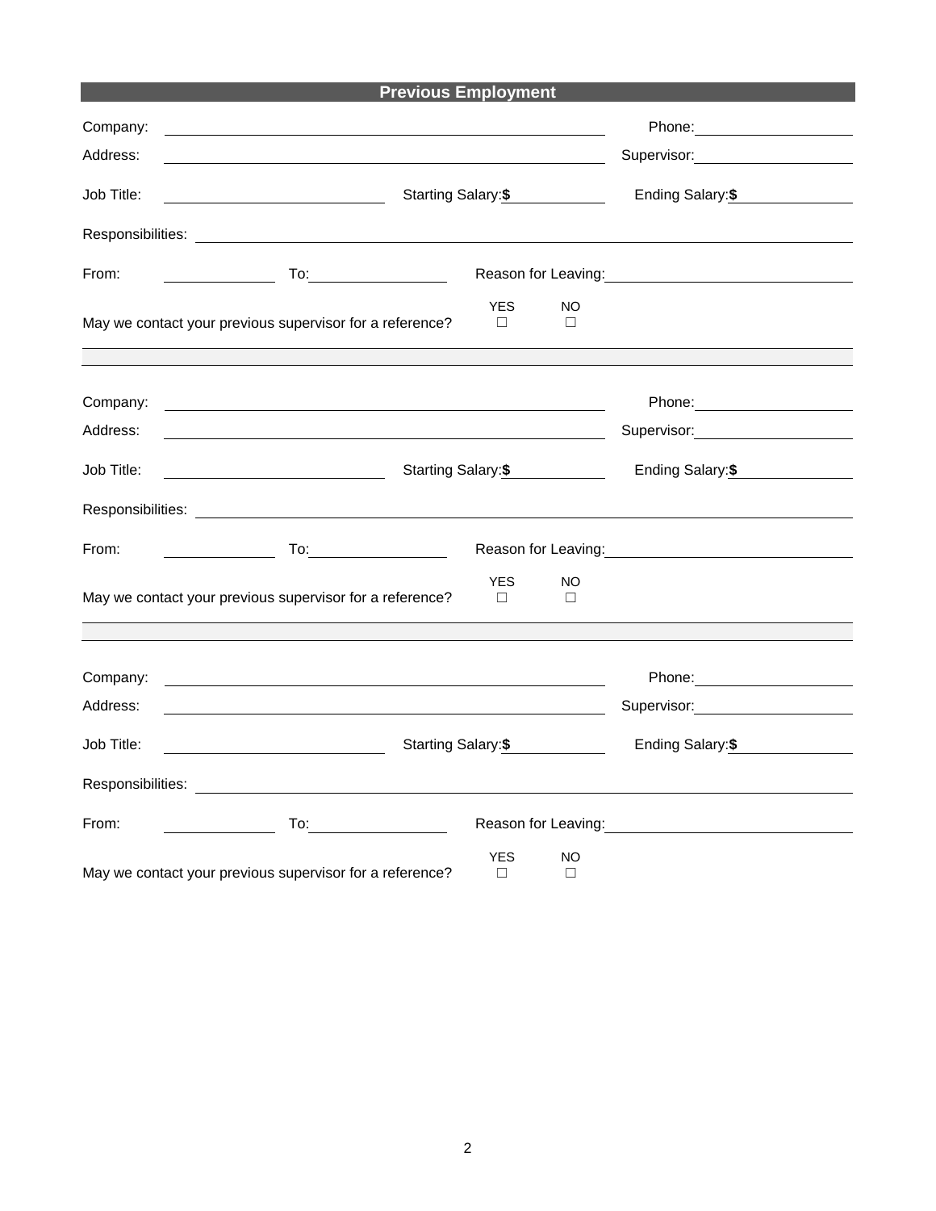## Previous Employment

Company: ______________________________ Phone: ______________

Address: ______________________________ Supervisor: ______________

Job Title: ______________ Starting Salary: $ ______ Ending Salary: $ ______

Responsibilities: ______________________________

From: ______ To: ______ Reason for Leaving: ______________

May we contact your previous supervisor for a reference? YES ☐ NO ☐

---

Company: ______________________________ Phone: ______________

Address: ______________________________ Supervisor: ______________

Job Title: ______________ Starting Salary: $ ______ Ending Salary: $ ______

Responsibilities: ______________________________

From: ______ To: ______ Reason for Leaving: ______________

May we contact your previous supervisor for a reference? YES ☐ NO ☐

---

Company: ______________________________ Phone: ______________

Address: ______________________________ Supervisor: ______________

Job Title: ______________ Starting Salary: $ ______ Ending Salary: $ ______

Responsibilities: ______________________________

From: ______ To: ______ Reason for Leaving: ______________

May we contact your previous supervisor for a reference? YES ☐ NO ☐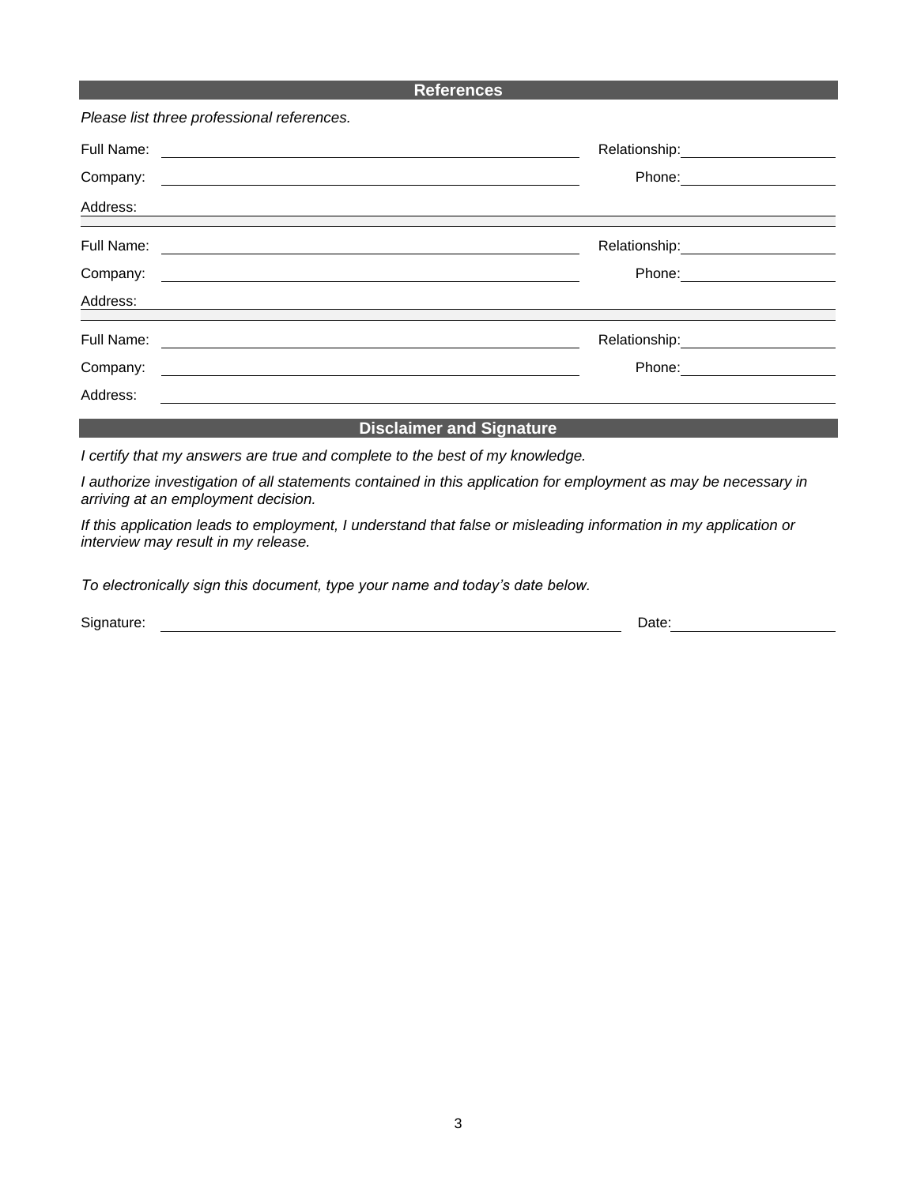## References

*Please list three professional references.*

Full Name: \_\_\_\_\_\_\_\_\_\_\_\_\_\_\_\_\_\_\_\_ Relationship: \_\_\_\_\_\_\_\_\_\_

Company: \_\_\_\_\_\_\_\_\_\_\_\_\_\_\_\_\_\_\_\_ Phone: \_\_\_\_\_\_\_\_\_\_

Address: \_\_\_\_\_\_\_\_\_\_\_\_\_\_\_\_\_\_\_\_

Full Name: \_\_\_\_\_\_\_\_\_\_\_\_\_\_\_\_\_\_\_\_ Relationship: \_\_\_\_\_\_\_\_\_\_

Company: \_\_\_\_\_\_\_\_\_\_\_\_\_\_\_\_\_\_\_\_ Phone: \_\_\_\_\_\_\_\_\_\_

Address: \_\_\_\_\_\_\_\_\_\_\_\_\_\_\_\_\_\_\_\_

Full Name: \_\_\_\_\_\_\_\_\_\_\_\_\_\_\_\_\_\_\_\_ Relationship: \_\_\_\_\_\_\_\_\_\_

Company: \_\_\_\_\_\_\_\_\_\_\_\_\_\_\_\_\_\_\_\_ Phone: \_\_\_\_\_\_\_\_\_\_

Address: \_\_\_\_\_\_\_\_\_\_\_\_\_\_\_\_\_\_\_\_

## Disclaimer and Signature

*I certify that my answers are true and complete to the best of my knowledge.*

*I authorize investigation of all statements contained in this application for employment as may be necessary in arriving at an employment decision.*

*If this application leads to employment, I understand that false or misleading information in my application or interview may result in my release.*

*To electronically sign this document, type your name and today's date below.*

Signature: \_\_\_\_\_\_\_\_\_\_\_\_\_\_\_\_\_\_\_\_ Date: \_\_\_\_\_\_\_\_\_\_